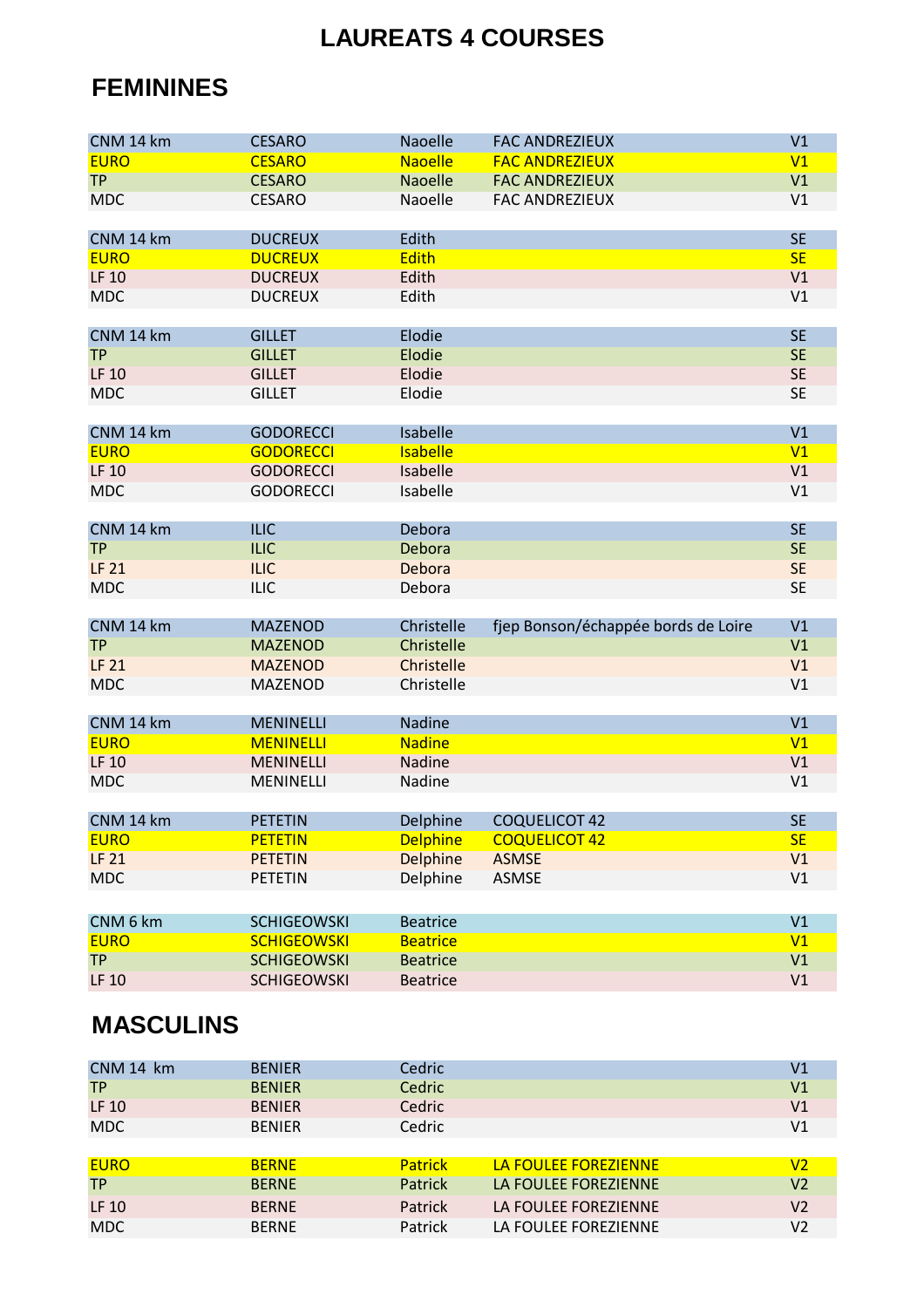# LAUREATS 4 COURSES

## FEMININES

| | | | | |
|---|---|---|---|---|
| CNM 14 km | CESARO | Naoelle | FAC ANDREZIEUX | V1 |
| EURO | CESARO | Naoelle | FAC ANDREZIEUX | V1 |
| TP | CESARO | Naoelle | FAC ANDREZIEUX | V1 |
| MDC | CESARO | Naoelle | FAC ANDREZIEUX | V1 |
| | | | | |
| CNM 14 km | DUCREUX | Edith | | SE |
| EURO | DUCREUX | Edith | | SE |
| LF 10 | DUCREUX | Edith | | V1 |
| MDC | DUCREUX | Edith | | V1 |
| | | | | |
| CNM 14 km | GILLET | Elodie | | SE |
| TP | GILLET | Elodie | | SE |
| LF 10 | GILLET | Elodie | | SE |
| MDC | GILLET | Elodie | | SE |
| | | | | |
| CNM 14 km | GODORECCI | Isabelle | | V1 |
| EURO | GODORECCI | Isabelle | | V1 |
| LF 10 | GODORECCI | Isabelle | | V1 |
| MDC | GODORECCI | Isabelle | | V1 |
| | | | | |
| CNM 14 km | ILIC | Debora | | SE |
| TP | ILIC | Debora | | SE |
| LF 21 | ILIC | Debora | | SE |
| MDC | ILIC | Debora | | SE |
| | | | | |
| CNM 14 km | MAZENOD | Christelle | fjep Bonson/échappée bords de Loire | V1 |
| TP | MAZENOD | Christelle | | V1 |
| LF 21 | MAZENOD | Christelle | | V1 |
| MDC | MAZENOD | Christelle | | V1 |
| | | | | |
| CNM 14 km | MENINELLI | Nadine | | V1 |
| EURO | MENINELLI | Nadine | | V1 |
| LF 10 | MENINELLI | Nadine | | V1 |
| MDC | MENINELLI | Nadine | | V1 |
| | | | | |
| CNM 14 km | PETETIN | Delphine | COQUELICOT 42 | SE |
| EURO | PETETIN | Delphine | COQUELICOT 42 | SE |
| LF 21 | PETETIN | Delphine | ASMSE | V1 |
| MDC | PETETIN | Delphine | ASMSE | V1 |
| | | | | |
| CNM 6 km | SCHIGEOWSKI | Beatrice | | V1 |
| EURO | SCHIGEOWSKI | Beatrice | | V1 |
| TP | SCHIGEOWSKI | Beatrice | | V1 |
| LF 10 | SCHIGEOWSKI | Beatrice | | V1 |

## MASCULINS

| | | | | |
|---|---|---|---|---|
| CNM 14 km | BENIER | Cedric | | V1 |
| TP | BENIER | Cedric | | V1 |
| LF 10 | BENIER | Cedric | | V1 |
| MDC | BENIER | Cedric | | V1 |
| | | | | |
| EURO | BERNE | Patrick | LA FOULEE FOREZIENNE | V2 |
| TP | BERNE | Patrick | LA FOULEE FOREZIENNE | V2 |
| LF 10 | BERNE | Patrick | LA FOULEE FOREZIENNE | V2 |
| MDC | BERNE | Patrick | LA FOULEE FOREZIENNE | V2 |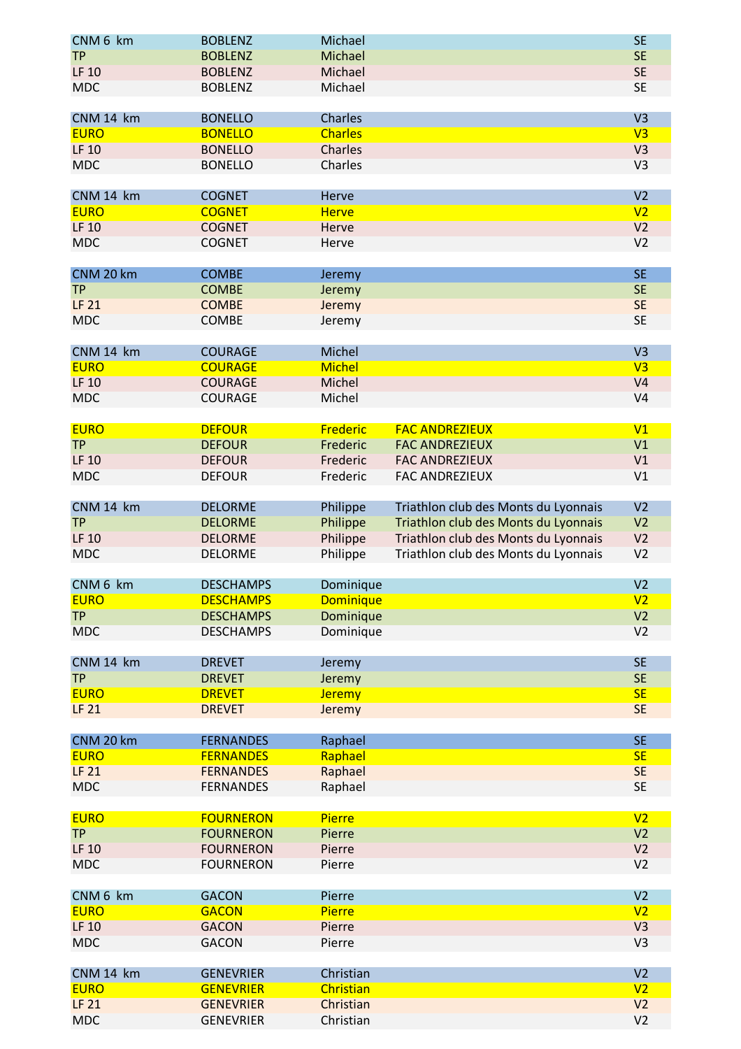| | | | | |
|---|---|---|---|---|
| CNM 6 km | BOBLENZ | Michael | | SE |
| TP | BOBLENZ | Michael | | SE |
| LF 10 | BOBLENZ | Michael | | SE |
| MDC | BOBLENZ | Michael | | SE |
| | | | | |
| CNM 14 km | BONELLO | Charles | | V3 |
| EURO | BONELLO | Charles | | V3 |
| LF 10 | BONELLO | Charles | | V3 |
| MDC | BONELLO | Charles | | V3 |
| | | | | |
| CNM 14 km | COGNET | Herve | | V2 |
| EURO | COGNET | Herve | | V2 |
| LF 10 | COGNET | Herve | | V2 |
| MDC | COGNET | Herve | | V2 |
| | | | | |
| CNM 20 km | COMBE | Jeremy | | SE |
| TP | COMBE | Jeremy | | SE |
| LF 21 | COMBE | Jeremy | | SE |
| MDC | COMBE | Jeremy | | SE |
| | | | | |
| CNM 14 km | COURAGE | Michel | | V3 |
| EURO | COURAGE | Michel | | V3 |
| LF 10 | COURAGE | Michel | | V4 |
| MDC | COURAGE | Michel | | V4 |
| | | | | |
| EURO | DEFOUR | Frederic | FAC ANDREZIEUX | V1 |
| TP | DEFOUR | Frederic | FAC ANDREZIEUX | V1 |
| LF 10 | DEFOUR | Frederic | FAC ANDREZIEUX | V1 |
| MDC | DEFOUR | Frederic | FAC ANDREZIEUX | V1 |
| | | | | |
| CNM 14 km | DELORME | Philippe | Triathlon club des Monts du Lyonnais | V2 |
| TP | DELORME | Philippe | Triathlon club des Monts du Lyonnais | V2 |
| LF 10 | DELORME | Philippe | Triathlon club des Monts du Lyonnais | V2 |
| MDC | DELORME | Philippe | Triathlon club des Monts du Lyonnais | V2 |
| | | | | |
| CNM 6 km | DESCHAMPS | Dominique | | V2 |
| EURO | DESCHAMPS | Dominique | | V2 |
| TP | DESCHAMPS | Dominique | | V2 |
| MDC | DESCHAMPS | Dominique | | V2 |
| | | | | |
| CNM 14 km | DREVET | Jeremy | | SE |
| TP | DREVET | Jeremy | | SE |
| EURO | DREVET | Jeremy | | SE |
| LF 21 | DREVET | Jeremy | | SE |
| | | | | |
| CNM 20 km | FERNANDES | Raphael | | SE |
| EURO | FERNANDES | Raphael | | SE |
| LF 21 | FERNANDES | Raphael | | SE |
| MDC | FERNANDES | Raphael | | SE |
| | | | | |
| EURO | FOURNERON | Pierre | | V2 |
| TP | FOURNERON | Pierre | | V2 |
| LF 10 | FOURNERON | Pierre | | V2 |
| MDC | FOURNERON | Pierre | | V2 |
| | | | | |
| CNM 6 km | GACON | Pierre | | V2 |
| EURO | GACON | Pierre | | V2 |
| LF 10 | GACON | Pierre | | V3 |
| MDC | GACON | Pierre | | V3 |
| | | | | |
| CNM 14 km | GENEVRIER | Christian | | V2 |
| EURO | GENEVRIER | Christian | | V2 |
| LF 21 | GENEVRIER | Christian | | V2 |
| MDC | GENEVRIER | Christian | | V2 |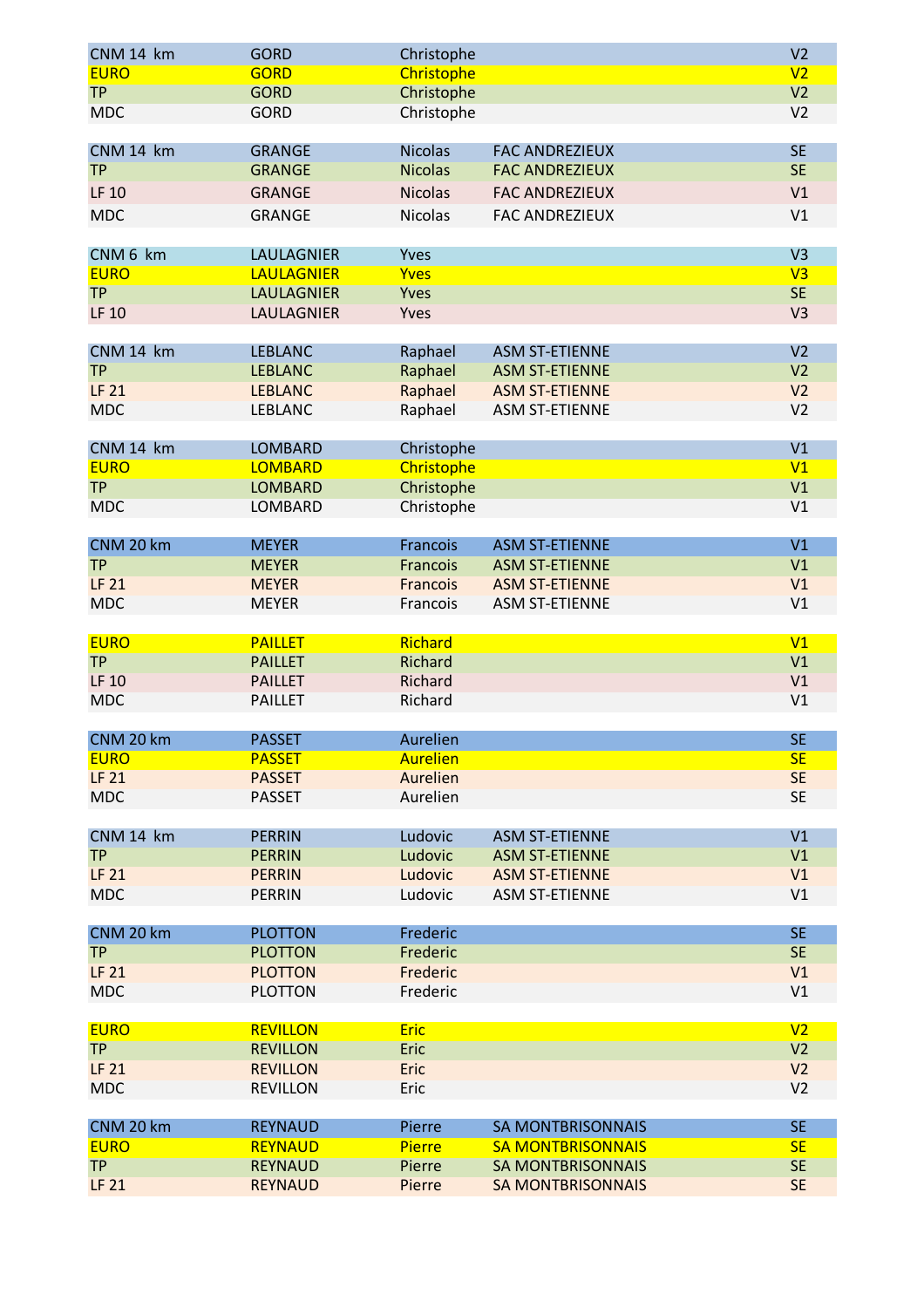| | | | | |
|---|---|---|---|---|
| CNM 14 km | GORD | Christophe | | V2 |
| EURO | GORD | Christophe | | V2 |
| TP | GORD | Christophe | | V2 |
| MDC | GORD | Christophe | | V2 |
| | | | | |
| CNM 14 km | GRANGE | Nicolas | FAC ANDREZIEUX | SE |
| TP | GRANGE | Nicolas | FAC ANDREZIEUX | SE |
| LF 10 | GRANGE | Nicolas | FAC ANDREZIEUX | V1 |
| MDC | GRANGE | Nicolas | FAC ANDREZIEUX | V1 |
| | | | | |
| CNM 6 km | LAULAGNIER | Yves | | V3 |
| EURO | LAULAGNIER | Yves | | V3 |
| TP | LAULAGNIER | Yves | | SE |
| LF 10 | LAULAGNIER | Yves | | V3 |
| | | | | |
| CNM 14 km | LEBLANC | Raphael | ASM ST-ETIENNE | V2 |
| TP | LEBLANC | Raphael | ASM ST-ETIENNE | V2 |
| LF 21 | LEBLANC | Raphael | ASM ST-ETIENNE | V2 |
| MDC | LEBLANC | Raphael | ASM ST-ETIENNE | V2 |
| | | | | |
| CNM 14 km | LOMBARD | Christophe | | V1 |
| EURO | LOMBARD | Christophe | | V1 |
| TP | LOMBARD | Christophe | | V1 |
| MDC | LOMBARD | Christophe | | V1 |
| | | | | |
| CNM 20 km | MEYER | Francois | ASM ST-ETIENNE | V1 |
| TP | MEYER | Francois | ASM ST-ETIENNE | V1 |
| LF 21 | MEYER | Francois | ASM ST-ETIENNE | V1 |
| MDC | MEYER | Francois | ASM ST-ETIENNE | V1 |
| | | | | |
| EURO | PAILLET | Richard | | V1 |
| TP | PAILLET | Richard | | V1 |
| LF 10 | PAILLET | Richard | | V1 |
| MDC | PAILLET | Richard | | V1 |
| | | | | |
| CNM 20 km | PASSET | Aurelien | | SE |
| EURO | PASSET | Aurelien | | SE |
| LF 21 | PASSET | Aurelien | | SE |
| MDC | PASSET | Aurelien | | SE |
| | | | | |
| CNM 14 km | PERRIN | Ludovic | ASM ST-ETIENNE | V1 |
| TP | PERRIN | Ludovic | ASM ST-ETIENNE | V1 |
| LF 21 | PERRIN | Ludovic | ASM ST-ETIENNE | V1 |
| MDC | PERRIN | Ludovic | ASM ST-ETIENNE | V1 |
| | | | | |
| CNM 20 km | PLOTTON | Frederic | | SE |
| TP | PLOTTON | Frederic | | SE |
| LF 21 | PLOTTON | Frederic | | V1 |
| MDC | PLOTTON | Frederic | | V1 |
| | | | | |
| EURO | REVILLON | Eric | | V2 |
| TP | REVILLON | Eric | | V2 |
| LF 21 | REVILLON | Eric | | V2 |
| MDC | REVILLON | Eric | | V2 |
| | | | | |
| CNM 20 km | REYNAUD | Pierre | SA MONTBRISONNAIS | SE |
| EURO | REYNAUD | Pierre | SA MONTBRISONNAIS | SE |
| TP | REYNAUD | Pierre | SA MONTBRISONNAIS | SE |
| LF 21 | REYNAUD | Pierre | SA MONTBRISONNAIS | SE |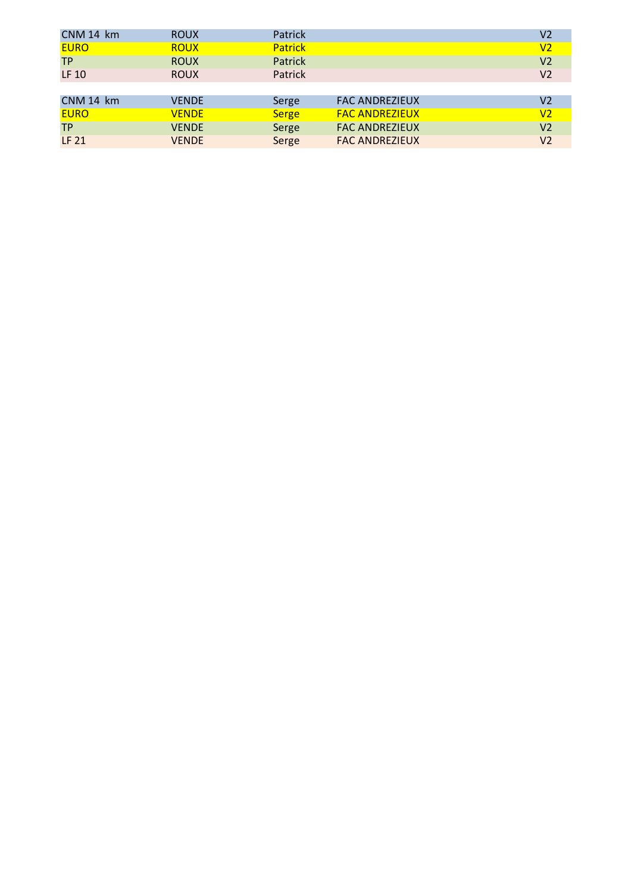| | | | | |
|---|---|---|---|---|
| CNM 14 km | ROUX | Patrick | | V2 |
| EURO | ROUX | Patrick | | V2 |
| TP | ROUX | Patrick | | V2 |
| LF 10 | ROUX | Patrick | | V2 |

| | | | | |
|---|---|---|---|---|
| CNM 14 km | VENDE | Serge | FAC ANDREZIEUX | V2 |
| EURO | VENDE | Serge | FAC ANDREZIEUX | V2 |
| TP | VENDE | Serge | FAC ANDREZIEUX | V2 |
| LF 21 | VENDE | Serge | FAC ANDREZIEUX | V2 |